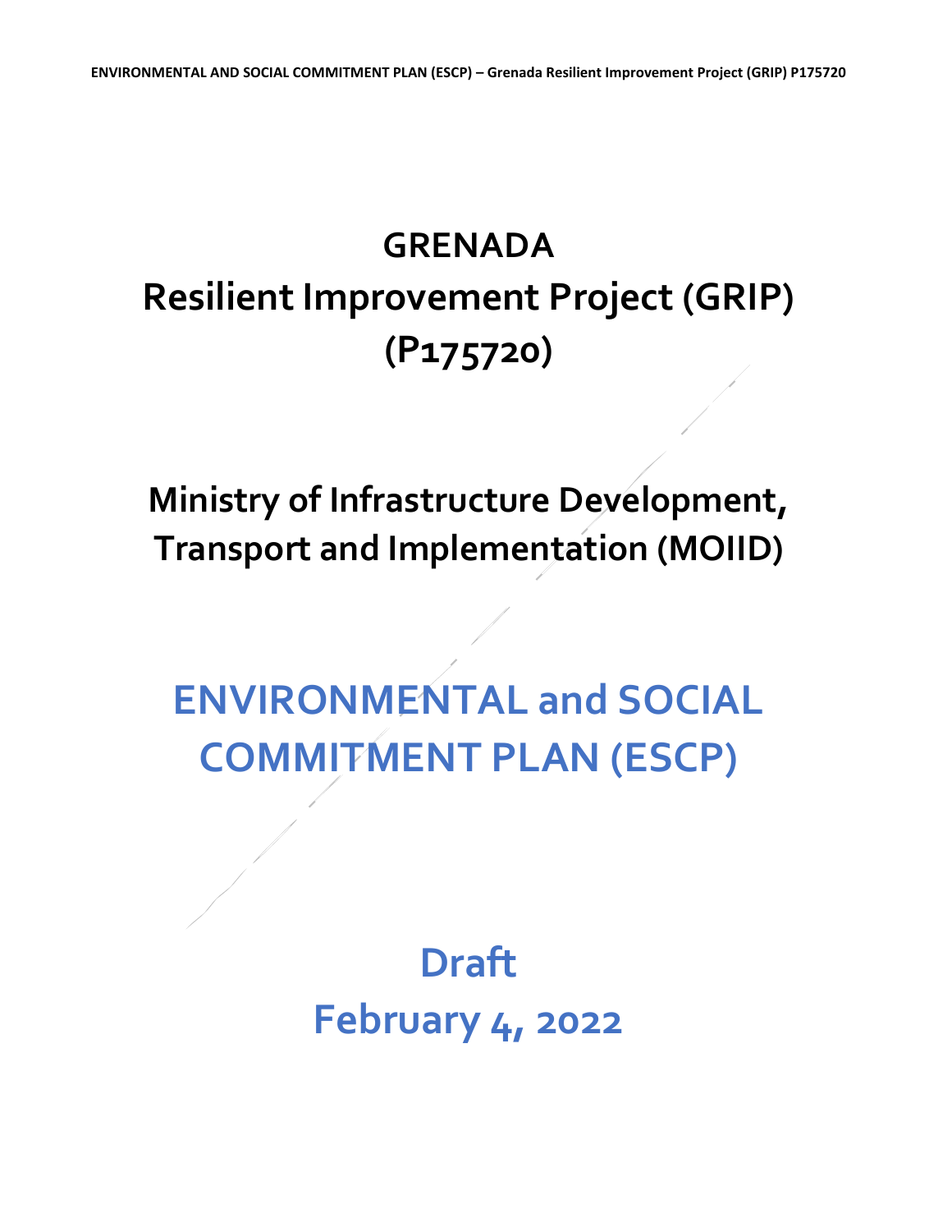# GRENADA
# Resilient Improvement Project (GRIP) (P175720)

## Ministry of Infrastructure Development, Transport and Implementation (MOIID)

# ENVIRONMENTAL and SOCIAL COMMITMENT PLAN (ESCP)

## Draft
## February 4, 2022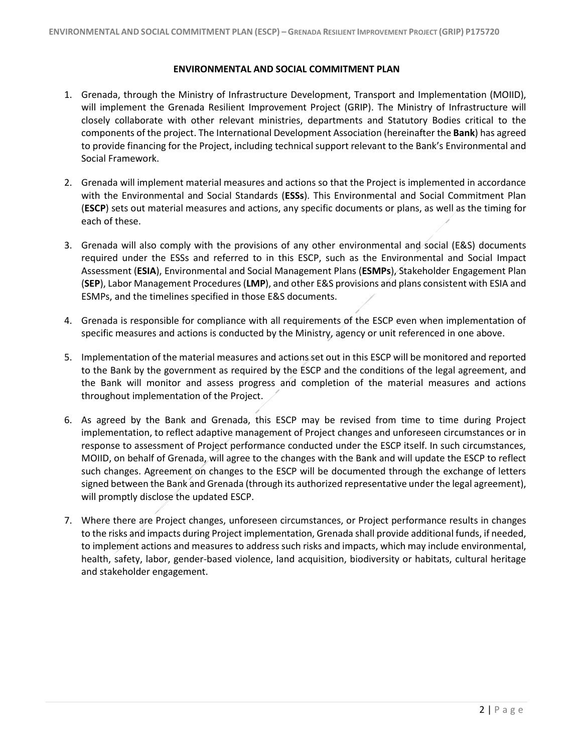## ENVIRONMENTAL AND SOCIAL COMMITMENT PLAN

1. Grenada, through the Ministry of Infrastructure Development, Transport and Implementation (MOIID), will implement the Grenada Resilient Improvement Project (GRIP). The Ministry of Infrastructure will closely collaborate with other relevant ministries, departments and Statutory Bodies critical to the components of the project. The International Development Association (hereinafter the **Bank**) has agreed to provide financing for the Project, including technical support relevant to the Bank's Environmental and Social Framework.

2. Grenada will implement material measures and actions so that the Project is implemented in accordance with the Environmental and Social Standards (**ESSs**). This Environmental and Social Commitment Plan (**ESCP**) sets out material measures and actions, any specific documents or plans, as well as the timing for each of these.

3. Grenada will also comply with the provisions of any other environmental and social (E&S) documents required under the ESSs and referred to in this ESCP, such as the Environmental and Social Impact Assessment (**ESIA**), Environmental and Social Management Plans (**ESMPs**), Stakeholder Engagement Plan (**SEP**), Labor Management Procedures (**LMP**), and other E&S provisions and plans consistent with ESIA and ESMPs, and the timelines specified in those E&S documents.

4. Grenada is responsible for compliance with all requirements of the ESCP even when implementation of specific measures and actions is conducted by the Ministry, agency or unit referenced in one above.

5. Implementation of the material measures and actions set out in this ESCP will be monitored and reported to the Bank by the government as required by the ESCP and the conditions of the legal agreement, and the Bank will monitor and assess progress and completion of the material measures and actions throughout implementation of the Project.

6. As agreed by the Bank and Grenada, this ESCP may be revised from time to time during Project implementation, to reflect adaptive management of Project changes and unforeseen circumstances or in response to assessment of Project performance conducted under the ESCP itself. In such circumstances, MOIID, on behalf of Grenada, will agree to the changes with the Bank and will update the ESCP to reflect such changes. Agreement on changes to the ESCP will be documented through the exchange of letters signed between the Bank and Grenada (through its authorized representative under the legal agreement), will promptly disclose the updated ESCP.

7. Where there are Project changes, unforeseen circumstances, or Project performance results in changes to the risks and impacts during Project implementation, Grenada shall provide additional funds, if needed, to implement actions and measures to address such risks and impacts, which may include environmental, health, safety, labor, gender-based violence, land acquisition, biodiversity or habitats, cultural heritage and stakeholder engagement.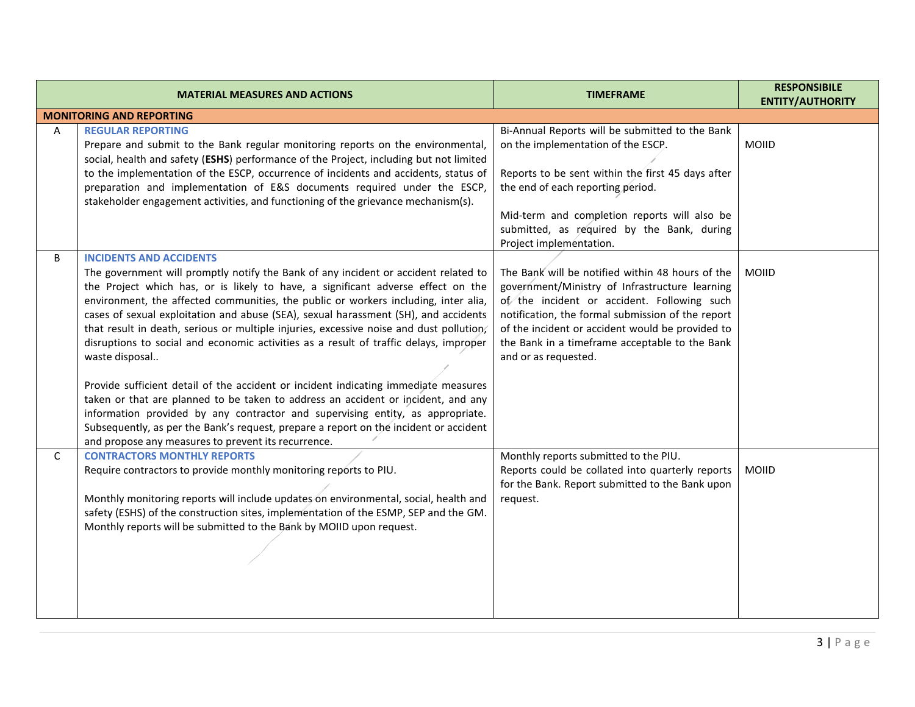| | MATERIAL MEASURES AND ACTIONS | TIMEFRAME | RESPONSIBILE ENTITY/AUTHORITY |
|---|---|---|---|
| **MONITORING AND REPORTING** | | | |
| A | **REGULAR REPORTING**<br>Prepare and submit to the Bank regular monitoring reports on the environmental, social, health and safety (**ESHS**) performance of the Project, including but not limited to the implementation of the ESCP, occurrence of incidents and accidents, status of preparation and implementation of E&S documents required under the ESCP, stakeholder engagement activities, and functioning of the grievance mechanism(s). | Bi-Annual Reports will be submitted to the Bank on the implementation of the ESCP.<br><br>Reports to be sent within the first 45 days after the end of each reporting period.<br><br>Mid-term and completion reports will also be submitted, as required by the Bank, during Project implementation. | MOIID |
| B | **INCIDENTS AND ACCIDENTS**<br>The government will promptly notify the Bank of any incident or accident related to the Project which has, or is likely to have, a significant adverse effect on the environment, the affected communities, the public or workers including, inter alia, cases of sexual exploitation and abuse (SEA), sexual harassment (SH), and accidents that result in death, serious or multiple injuries, excessive noise and dust pollution, disruptions to social and economic activities as a result of traffic delays, improper waste disposal..<br><br>Provide sufficient detail of the accident or incident indicating immediate measures taken or that are planned to be taken to address an accident or incident, and any information provided by any contractor and supervising entity, as appropriate. Subsequently, as per the Bank's request, prepare a report on the incident or accident and propose any measures to prevent its recurrence. | The Bank will be notified within 48 hours of the government/Ministry of Infrastructure learning of the incident or accident. Following such notification, the formal submission of the report of the incident or accident would be provided to the Bank in a timeframe acceptable to the Bank and or as requested. | MOIID |
| C | **CONTRACTORS MONTHLY REPORTS**<br>Require contractors to provide monthly monitoring reports to PIU.<br><br>Monthly monitoring reports will include updates on environmental, social, health and safety (ESHS) of the construction sites, implementation of the ESMP, SEP and the GM. Monthly reports will be submitted to the Bank by MOIID upon request. | Monthly reports submitted to the PIU.<br>Reports could be collated into quarterly reports for the Bank. Report submitted to the Bank upon request. | MOIID |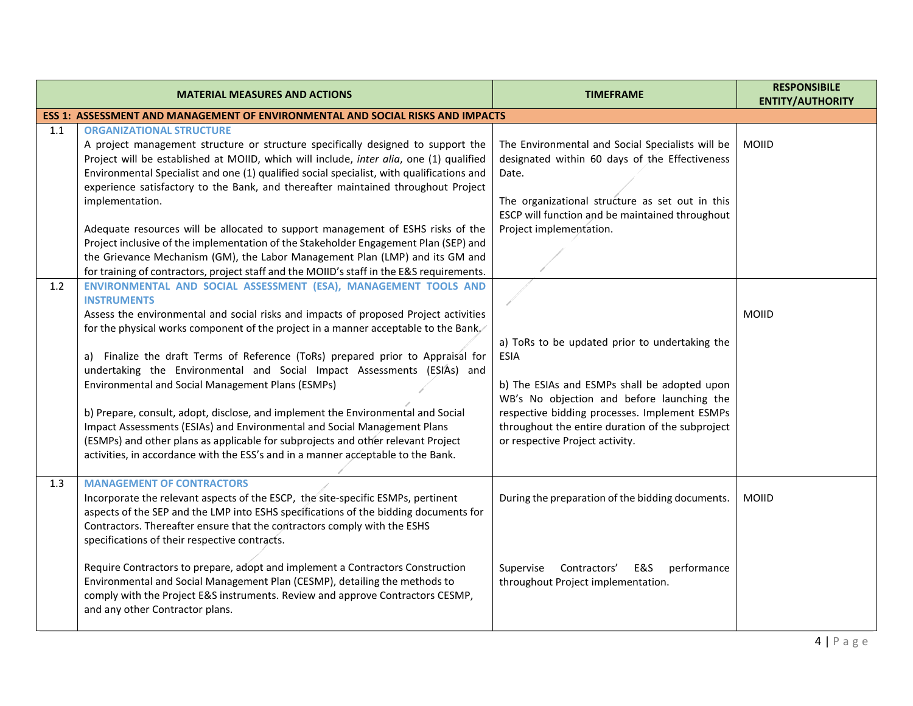| | MATERIAL MEASURES AND ACTIONS | TIMEFRAME | RESPONSIBILE ENTITY/AUTHORITY |
|---|---|---|---|
| **ESS 1: ASSESSMENT AND MANAGEMENT OF ENVIRONMENTAL AND SOCIAL RISKS AND IMPACTS** | | | |
| 1.1 | **ORGANIZATIONAL STRUCTURE**<br>A project management structure or structure specifically designed to support the Project will be established at MOIID, which will include, *inter alia*, one (1) qualified Environmental Specialist and one (1) qualified social specialist, with qualifications and experience satisfactory to the Bank, and thereafter maintained throughout Project implementation.<br><br>Adequate resources will be allocated to support management of ESHS risks of the Project inclusive of the implementation of the Stakeholder Engagement Plan (SEP) and the Grievance Mechanism (GM), the Labor Management Plan (LMP) and its GM and for training of contractors, project staff and the MOIID's staff in the E&S requirements. | The Environmental and Social Specialists will be designated within 60 days of the Effectiveness Date.<br><br>The organizational structure as set out in this ESCP will function and be maintained throughout Project implementation. | MOIID |
| 1.2 | **ENVIRONMENTAL AND SOCIAL ASSESSMENT (ESA), MANAGEMENT TOOLS AND INSTRUMENTS**<br>Assess the environmental and social risks and impacts of proposed Project activities for the physical works component of the project in a manner acceptable to the Bank.<br><br>a) Finalize the draft Terms of Reference (ToRs) prepared prior to Appraisal for undertaking the Environmental and Social Impact Assessments (ESIAs) and Environmental and Social Management Plans (ESMPs)<br><br>b) Prepare, consult, adopt, disclose, and implement the Environmental and Social Impact Assessments (ESIAs) and Environmental and Social Management Plans (ESMPs) and other plans as applicable for subprojects and other relevant Project activities, in accordance with the ESS's and in a manner acceptable to the Bank. | a) ToRs to be updated prior to undertaking the ESIA<br><br>b) The ESIAs and ESMPs shall be adopted upon WB's No objection and before launching the respective bidding processes. Implement ESMPs throughout the entire duration of the subproject or respective Project activity. | MOIID |
| 1.3 | **MANAGEMENT OF CONTRACTORS**<br>Incorporate the relevant aspects of the ESCP, the site-specific ESMPs, pertinent aspects of the SEP and the LMP into ESHS specifications of the bidding documents for Contractors. Thereafter ensure that the contractors comply with the ESHS specifications of their respective contracts.<br><br>Require Contractors to prepare, adopt and implement a Contractors Construction Environmental and Social Management Plan (CESMP), detailing the methods to comply with the Project E&S instruments. Review and approve Contractors CESMP, and any other Contractor plans. | During the preparation of the bidding documents.<br><br>Supervise Contractors' E&S performance throughout Project implementation. | MOIID |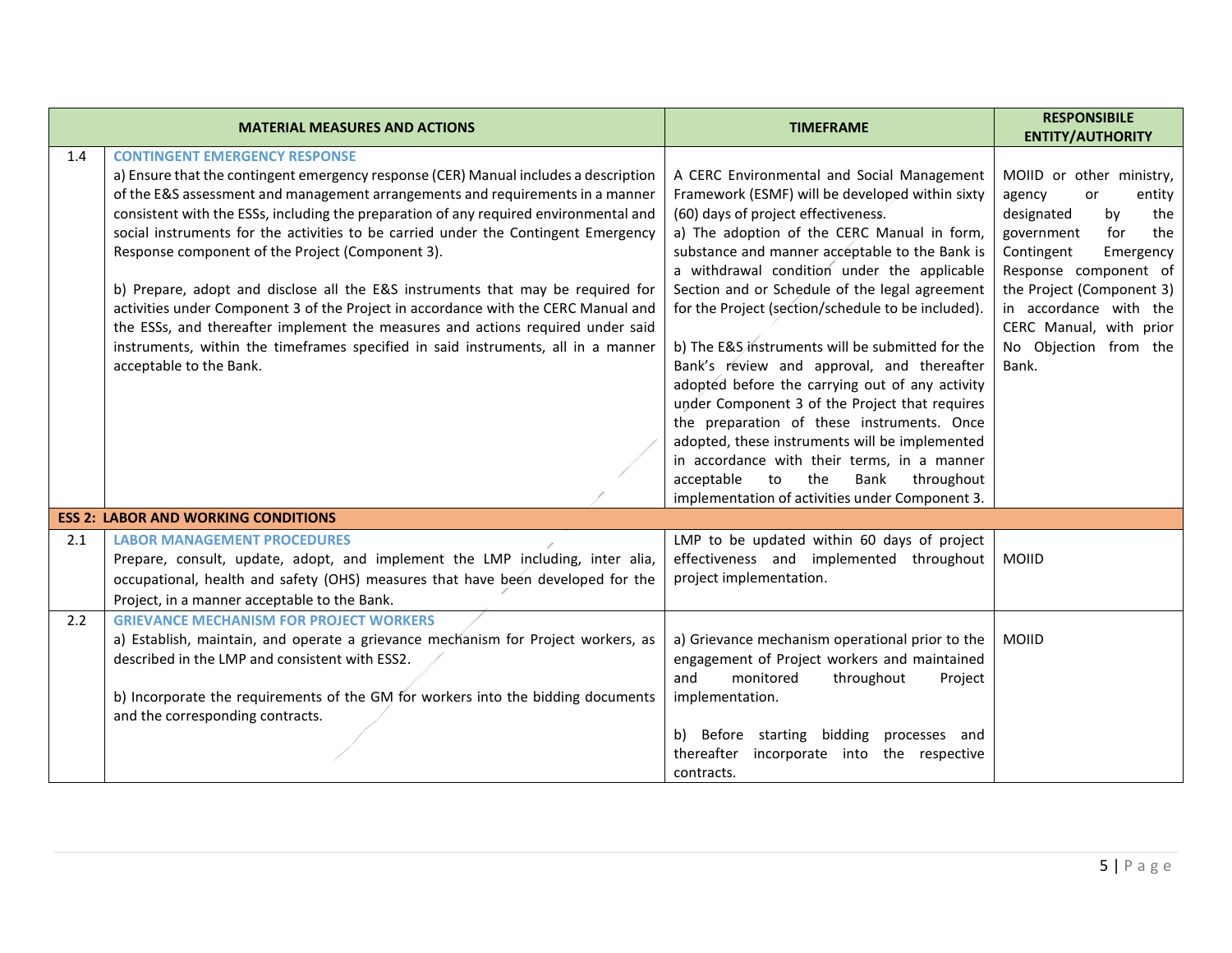| | MATERIAL MEASURES AND ACTIONS | TIMEFRAME | RESPONSIBILE ENTITY/AUTHORITY |
|---|---|---|---|
| 1.4 | **CONTINGENT EMERGENCY RESPONSE**<br>a) Ensure that the contingent emergency response (CER) Manual includes a description of the E&S assessment and management arrangements and requirements in a manner consistent with the ESSs, including the preparation of any required environmental and social instruments for the activities to be carried under the Contingent Emergency Response component of the Project (Component 3).<br><br>b) Prepare, adopt and disclose all the E&S instruments that may be required for activities under Component 3 of the Project in accordance with the CERC Manual and the ESSs, and thereafter implement the measures and actions required under said instruments, within the timeframes specified in said instruments, all in a manner acceptable to the Bank. | A CERC Environmental and Social Management Framework (ESMF) will be developed within sixty (60) days of project effectiveness.<br>a) The adoption of the CERC Manual in form, substance and manner acceptable to the Bank is a withdrawal condition under the applicable Section and or Schedule of the legal agreement for the Project (section/schedule to be included).<br><br>b) The E&S instruments will be submitted for the Bank's review and approval, and thereafter adopted before the carrying out of any activity under Component 3 of the Project that requires the preparation of these instruments. Once adopted, these instruments will be implemented in accordance with their terms, in a manner acceptable to the Bank throughout implementation of activities under Component 3. | MOIID or other ministry, agency or entity designated by the government for the Contingent Emergency Response component of the Project (Component 3) in accordance with the CERC Manual, with prior No Objection from the Bank. |
| **ESS 2: LABOR AND WORKING CONDITIONS** | | | |
| 2.1 | **LABOR MANAGEMENT PROCEDURES**<br>Prepare, consult, update, adopt, and implement the LMP including, inter alia, occupational, health and safety (OHS) measures that have been developed for the Project, in a manner acceptable to the Bank. | LMP to be updated within 60 days of project effectiveness and implemented throughout project implementation. | MOIID |
| 2.2 | **GRIEVANCE MECHANISM FOR PROJECT WORKERS**<br>a) Establish, maintain, and operate a grievance mechanism for Project workers, as described in the LMP and consistent with ESS2.<br><br>b) Incorporate the requirements of the GM for workers into the bidding documents and the corresponding contracts. | a) Grievance mechanism operational prior to the engagement of Project workers and maintained and monitored throughout Project implementation.<br><br>b) Before starting bidding processes and thereafter incorporate into the respective contracts. | MOIID |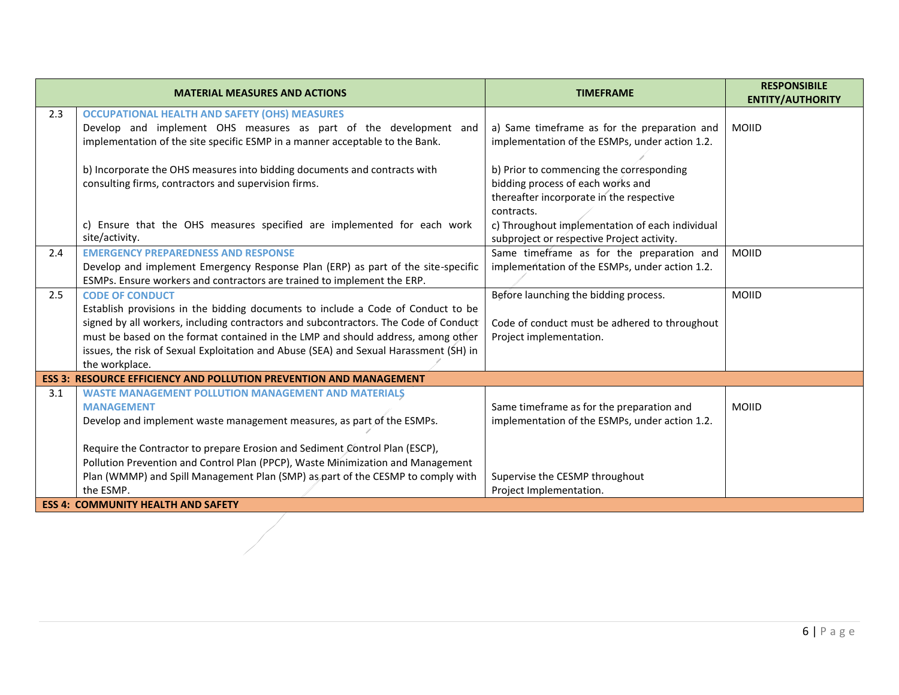| | MATERIAL MEASURES AND ACTIONS | TIMEFRAME | RESPONSIBILE ENTITY/AUTHORITY |
|---|---|---|---|
| 2.3 | **OCCUPATIONAL HEALTH AND SAFETY (OHS) MEASURES**<br>Develop and implement OHS measures as part of the development and implementation of the site specific ESMP in a manner acceptable to the Bank.<br><br>b) Incorporate the OHS measures into bidding documents and contracts with consulting firms, contractors and supervision firms.<br><br>c) Ensure that the OHS measures specified are implemented for each work site/activity. | a) Same timeframe as for the preparation and implementation of the ESMPs, under action 1.2.<br><br>b) Prior to commencing the corresponding bidding process of each works and thereafter incorporate in the respective contracts.<br>c) Throughout implementation of each individual subproject or respective Project activity. | MOIID |
| 2.4 | **EMERGENCY PREPAREDNESS AND RESPONSE**<br>Develop and implement Emergency Response Plan (ERP) as part of the site-specific ESMPs. Ensure workers and contractors are trained to implement the ERP. | Same timeframe as for the preparation and implementation of the ESMPs, under action 1.2. | MOIID |
| 2.5 | **CODE OF CONDUCT**<br>Establish provisions in the bidding documents to include a Code of Conduct to be signed by all workers, including contractors and subcontractors. The Code of Conduct must be based on the format contained in the LMP and should address, among other issues, the risk of Sexual Exploitation and Abuse (SEA) and Sexual Harassment (SH) in the workplace. | Before launching the bidding process.<br><br>Code of conduct must be adhered to throughout Project implementation. | MOIID |
| **ESS 3: RESOURCE EFFICIENCY AND POLLUTION PREVENTION AND MANAGEMENT** | | | |
| 3.1 | **WASTE MANAGEMENT POLLUTION MANAGEMENT AND MATERIALS MANAGEMENT**<br>Develop and implement waste management measures, as part of the ESMPs.<br><br>Require the Contractor to prepare Erosion and Sediment Control Plan (ESCP), Pollution Prevention and Control Plan (PPCP), Waste Minimization and Management Plan (WMMP) and Spill Management Plan (SMP) as part of the CESMP to comply with the ESMP. | Same timeframe as for the preparation and implementation of the ESMPs, under action 1.2.<br><br>Supervise the CESMP throughout Project Implementation. | MOIID |
| **ESS 4: COMMUNITY HEALTH AND SAFETY** | | | |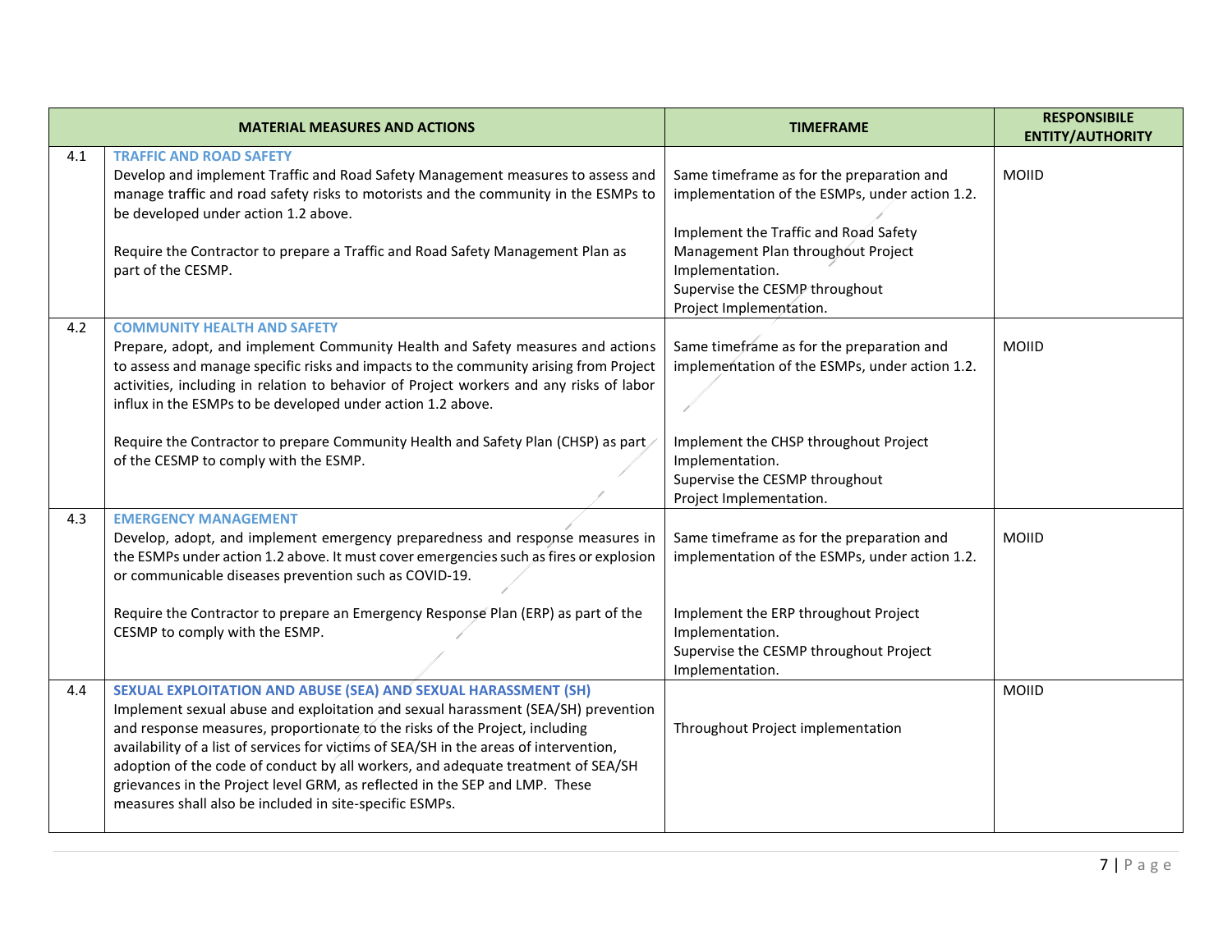| | MATERIAL MEASURES AND ACTIONS | TIMEFRAME | RESPONSIBILE ENTITY/AUTHORITY |
|---|---|---|---|
| 4.1 | **TRAFFIC AND ROAD SAFETY**<br>Develop and implement Traffic and Road Safety Management measures to assess and manage traffic and road safety risks to motorists and the community in the ESMPs to be developed under action 1.2 above.<br><br>Require the Contractor to prepare a Traffic and Road Safety Management Plan as part of the CESMP. | Same timeframe as for the preparation and implementation of the ESMPs, under action 1.2.<br><br>Implement the Traffic and Road Safety Management Plan throughout Project Implementation.<br>Supervise the CESMP throughout Project Implementation. | MOIID |
| 4.2 | **COMMUNITY HEALTH AND SAFETY**<br>Prepare, adopt, and implement Community Health and Safety measures and actions to assess and manage specific risks and impacts to the community arising from Project activities, including in relation to behavior of Project workers and any risks of labor influx in the ESMPs to be developed under action 1.2 above.<br><br>Require the Contractor to prepare Community Health and Safety Plan (CHSP) as part of the CESMP to comply with the ESMP. | Same timeframe as for the preparation and implementation of the ESMPs, under action 1.2.<br><br>Implement the CHSP throughout Project Implementation.<br>Supervise the CESMP throughout Project Implementation. | MOIID |
| 4.3 | **EMERGENCY MANAGEMENT**<br>Develop, adopt, and implement emergency preparedness and response measures in the ESMPs under action 1.2 above. It must cover emergencies such as fires or explosion or communicable diseases prevention such as COVID-19.<br><br>Require the Contractor to prepare an Emergency Response Plan (ERP) as part of the CESMP to comply with the ESMP. | Same timeframe as for the preparation and implementation of the ESMPs, under action 1.2.<br><br>Implement the ERP throughout Project Implementation.<br>Supervise the CESMP throughout Project Implementation. | MOIID |
| 4.4 | **SEXUAL EXPLOITATION AND ABUSE (SEA) AND SEXUAL HARASSMENT (SH)**<br>Implement sexual abuse and exploitation and sexual harassment (SEA/SH) prevention and response measures, proportionate to the risks of the Project, including availability of a list of services for victims of SEA/SH in the areas of intervention, adoption of the code of conduct by all workers, and adequate treatment of SEA/SH grievances in the Project level GRM, as reflected in the SEP and LMP. These measures shall also be included in site-specific ESMPs. | Throughout Project implementation | MOIID |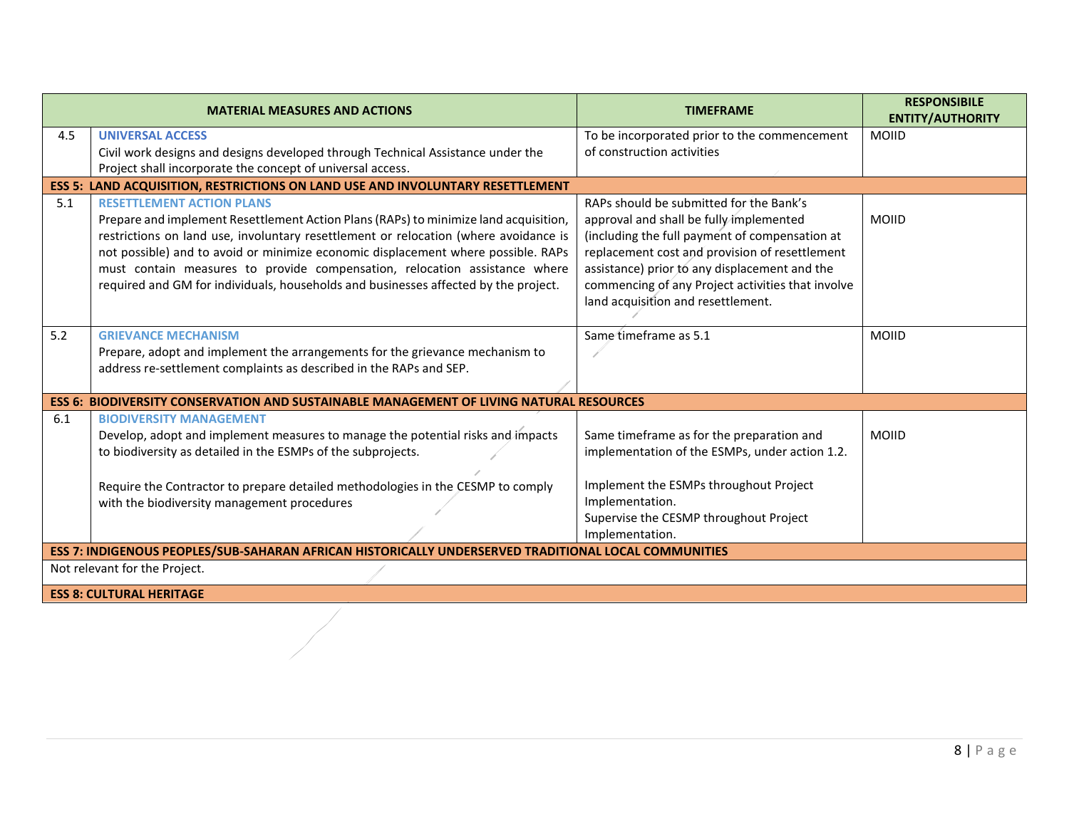| | MATERIAL MEASURES AND ACTIONS | TIMEFRAME | RESPONSIBILE ENTITY/AUTHORITY |
|---|---|---|---|
| 4.5 | **UNIVERSAL ACCESS**<br>Civil work designs and designs developed through Technical Assistance under the Project shall incorporate the concept of universal access. | To be incorporated prior to the commencement of construction activities | MOIID |
| **ESS 5: LAND ACQUISITION, RESTRICTIONS ON LAND USE AND INVOLUNTARY RESETTLEMENT** | | | |
| 5.1 | **RESETTLEMENT ACTION PLANS**<br>Prepare and implement Resettlement Action Plans (RAPs) to minimize land acquisition, restrictions on land use, involuntary resettlement or relocation (where avoidance is not possible) and to avoid or minimize economic displacement where possible. RAPs must contain measures to provide compensation, relocation assistance where required and GM for individuals, households and businesses affected by the project. | RAPs should be submitted for the Bank's approval and shall be fully implemented (including the full payment of compensation at replacement cost and provision of resettlement assistance) prior to any displacement and the commencing of any Project activities that involve land acquisition and resettlement. | MOIID |
| 5.2 | **GRIEVANCE MECHANISM**<br>Prepare, adopt and implement the arrangements for the grievance mechanism to address re-settlement complaints as described in the RAPs and SEP. | Same timeframe as 5.1 | MOIID |
| **ESS 6: BIODIVERSITY CONSERVATION AND SUSTAINABLE MANAGEMENT OF LIVING NATURAL RESOURCES** | | | |
| 6.1 | **BIODIVERSITY MANAGEMENT**<br>Develop, adopt and implement measures to manage the potential risks and impacts to biodiversity as detailed in the ESMPs of the subprojects.<br><br>Require the Contractor to prepare detailed methodologies in the CESMP to comply with the biodiversity management procedures | Same timeframe as for the preparation and implementation of the ESMPs, under action 1.2.<br><br>Implement the ESMPs throughout Project Implementation.<br>Supervise the CESMP throughout Project Implementation. | MOIID |
| **ESS 7: INDIGENOUS PEOPLES/SUB-SAHARAN AFRICAN HISTORICALLY UNDERSERVED TRADITIONAL LOCAL COMMUNITIES** | | | |
| Not relevant for the Project. | | | |
| **ESS 8: CULTURAL HERITAGE** | | | |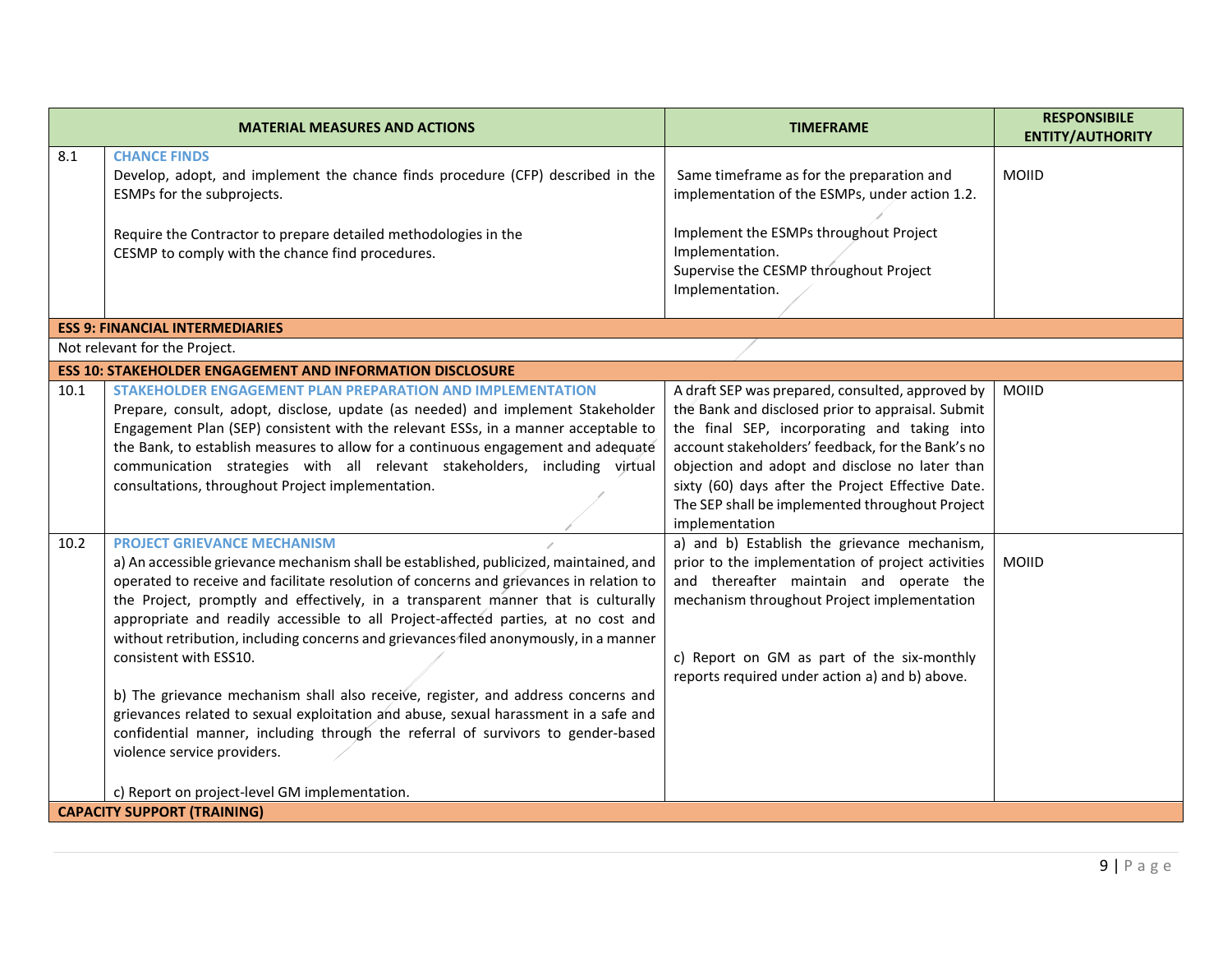| | MATERIAL MEASURES AND ACTIONS | TIMEFRAME | RESPONSIBILE ENTITY/AUTHORITY |
|---|---|---|---|
| 8.1 | **CHANCE FINDS**<br>Develop, adopt, and implement the chance finds procedure (CFP) described in the ESMPs for the subprojects.<br><br>Require the Contractor to prepare detailed methodologies in the CESMP to comply with the chance find procedures. | Same timeframe as for the preparation and implementation of the ESMPs, under action 1.2.<br><br>Implement the ESMPs throughout Project Implementation.<br>Supervise the CESMP throughout Project Implementation. | MOIID |
| **ESS 9: FINANCIAL INTERMEDIARIES** | | | |
| Not relevant for the Project. | | | |
| **ESS 10: STAKEHOLDER ENGAGEMENT AND INFORMATION DISCLOSURE** | | | |
| 10.1 | **STAKEHOLDER ENGAGEMENT PLAN PREPARATION AND IMPLEMENTATION**<br>Prepare, consult, adopt, disclose, update (as needed) and implement Stakeholder Engagement Plan (SEP) consistent with the relevant ESSs, in a manner acceptable to the Bank, to establish measures to allow for a continuous engagement and adequate communication strategies with all relevant stakeholders, including virtual consultations, throughout Project implementation. | A draft SEP was prepared, consulted, approved by the Bank and disclosed prior to appraisal. Submit the final SEP, incorporating and taking into account stakeholders' feedback, for the Bank's no objection and adopt and disclose no later than sixty (60) days after the Project Effective Date. The SEP shall be implemented throughout Project implementation | MOIID |
| 10.2 | **PROJECT GRIEVANCE MECHANISM**<br>a) An accessible grievance mechanism shall be established, publicized, maintained, and operated to receive and facilitate resolution of concerns and grievances in relation to the Project, promptly and effectively, in a transparent manner that is culturally appropriate and readily accessible to all Project-affected parties, at no cost and without retribution, including concerns and grievances filed anonymously, in a manner consistent with ESS10.<br><br>b) The grievance mechanism shall also receive, register, and address concerns and grievances related to sexual exploitation and abuse, sexual harassment in a safe and confidential manner, including through the referral of survivors to gender-based violence service providers.<br><br>c) Report on project-level GM implementation. | a) and b) Establish the grievance mechanism, prior to the implementation of project activities and thereafter maintain and operate the mechanism throughout Project implementation<br><br>c) Report on GM as part of the six-monthly reports required under action a) and b) above. | MOIID |
| **CAPACITY SUPPORT (TRAINING)** | | | |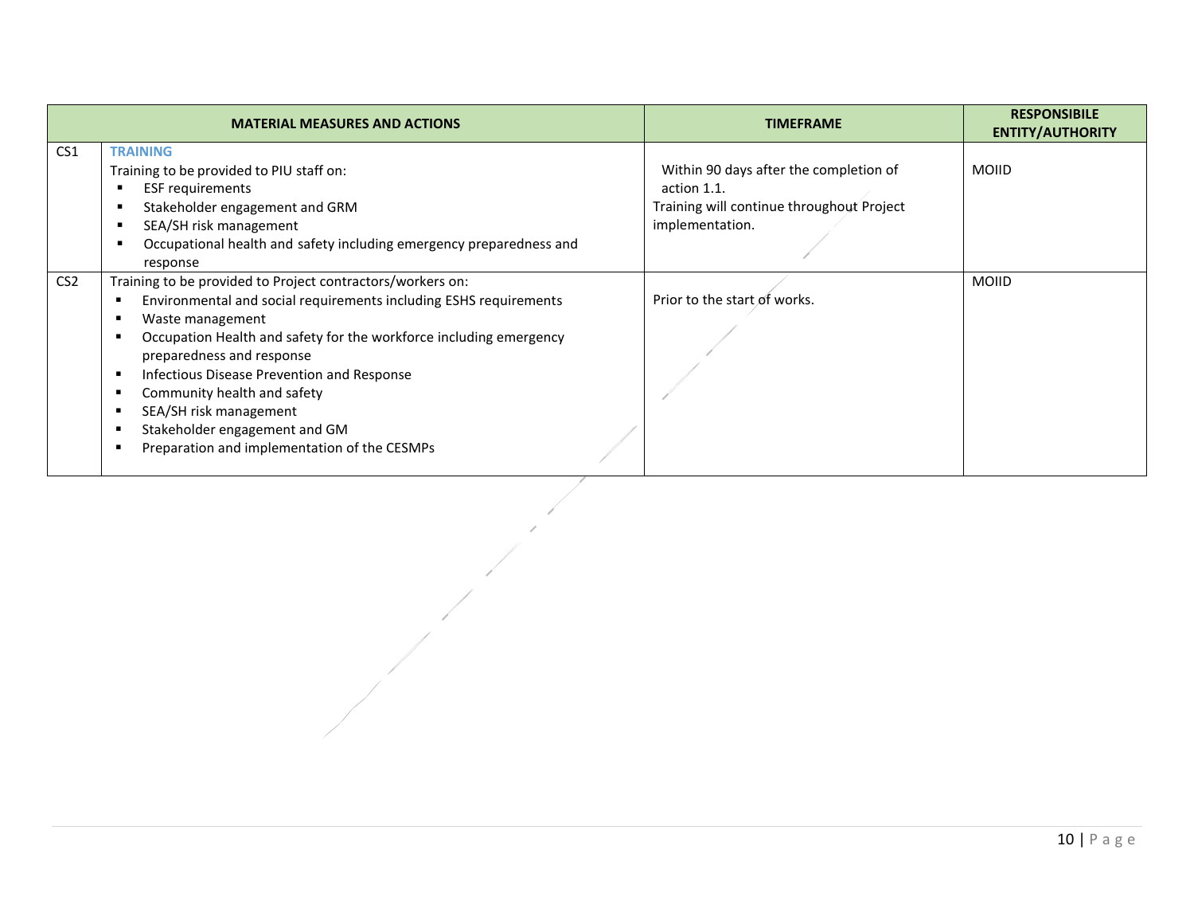| MATERIAL MEASURES AND ACTIONS | | TIMEFRAME | RESPONSIBILE ENTITY/AUTHORITY |
|---|---|---|---|
| CS1 | **TRAINING**<br>Training to be provided to PIU staff on:<br>▪ ESF requirements<br>▪ Stakeholder engagement and GRM<br>▪ SEA/SH risk management<br>▪ Occupational health and safety including emergency preparedness and response | Within 90 days after the completion of action 1.1.<br>Training will continue throughout Project implementation. | MOIID |
| CS2 | Training to be provided to Project contractors/workers on:<br>▪ Environmental and social requirements including ESHS requirements<br>▪ Waste management<br>▪ Occupation Health and safety for the workforce including emergency preparedness and response<br>▪ Infectious Disease Prevention and Response<br>▪ Community health and safety<br>▪ SEA/SH risk management<br>▪ Stakeholder engagement and GM<br>▪ Preparation and implementation of the CESMPs | Prior to the start of works. | MOIID |